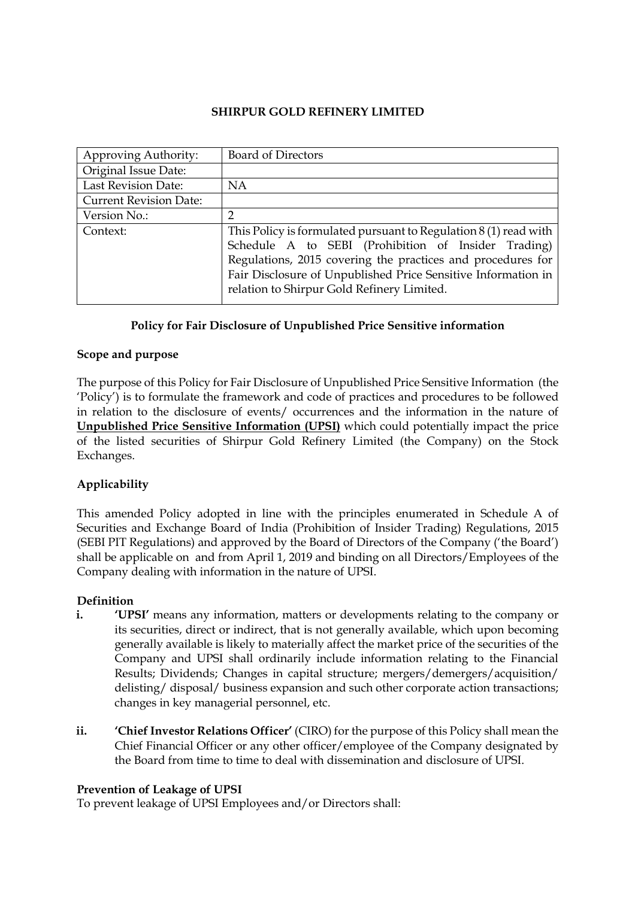**SHIRPUR GOLD REFINERY LIMITED**

| Approving Authority: | Board of Directors |
|---|---|
| Original Issue Date: | |
| Last Revision Date: | NA |
| Current Revision Date: | |
| Version No.: | 2 |
| Context: | This Policy is formulated pursuant to Regulation 8 (1) read with Schedule A to SEBI (Prohibition of Insider Trading) Regulations, 2015 covering the practices and procedures for Fair Disclosure of Unpublished Price Sensitive Information in relation to Shirpur Gold Refinery Limited. |

**Policy for Fair Disclosure of Unpublished Price Sensitive information**

**Scope and purpose**

The purpose of this Policy for Fair Disclosure of Unpublished Price Sensitive Information (the 'Policy') is to formulate the framework and code of practices and procedures to be followed in relation to the disclosure of events/ occurrences and the information in the nature of **Unpublished Price Sensitive Information (UPSI)** which could potentially impact the price of the listed securities of Shirpur Gold Refinery Limited (the Company) on the Stock Exchanges.

**Applicability**

This amended Policy adopted in line with the principles enumerated in Schedule A of Securities and Exchange Board of India (Prohibition of Insider Trading) Regulations, 2015 (SEBI PIT Regulations) and approved by the Board of Directors of the Company ('the Board') shall be applicable on and from April 1, 2019 and binding on all Directors/Employees of the Company dealing with information in the nature of UPSI.

**Definition**

i. **'UPSI'** means any information, matters or developments relating to the company or its securities, direct or indirect, that is not generally available, which upon becoming generally available is likely to materially affect the market price of the securities of the Company and UPSI shall ordinarily include information relating to the Financial Results; Dividends; Changes in capital structure; mergers/demergers/acquisition/ delisting/ disposal/ business expansion and such other corporate action transactions; changes in key managerial personnel, etc.

ii. **'Chief Investor Relations Officer'** (CIRO) for the purpose of this Policy shall mean the Chief Financial Officer or any other officer/employee of the Company designated by the Board from time to time to deal with dissemination and disclosure of UPSI.

**Prevention of Leakage of UPSI**

To prevent leakage of UPSI Employees and/or Directors shall: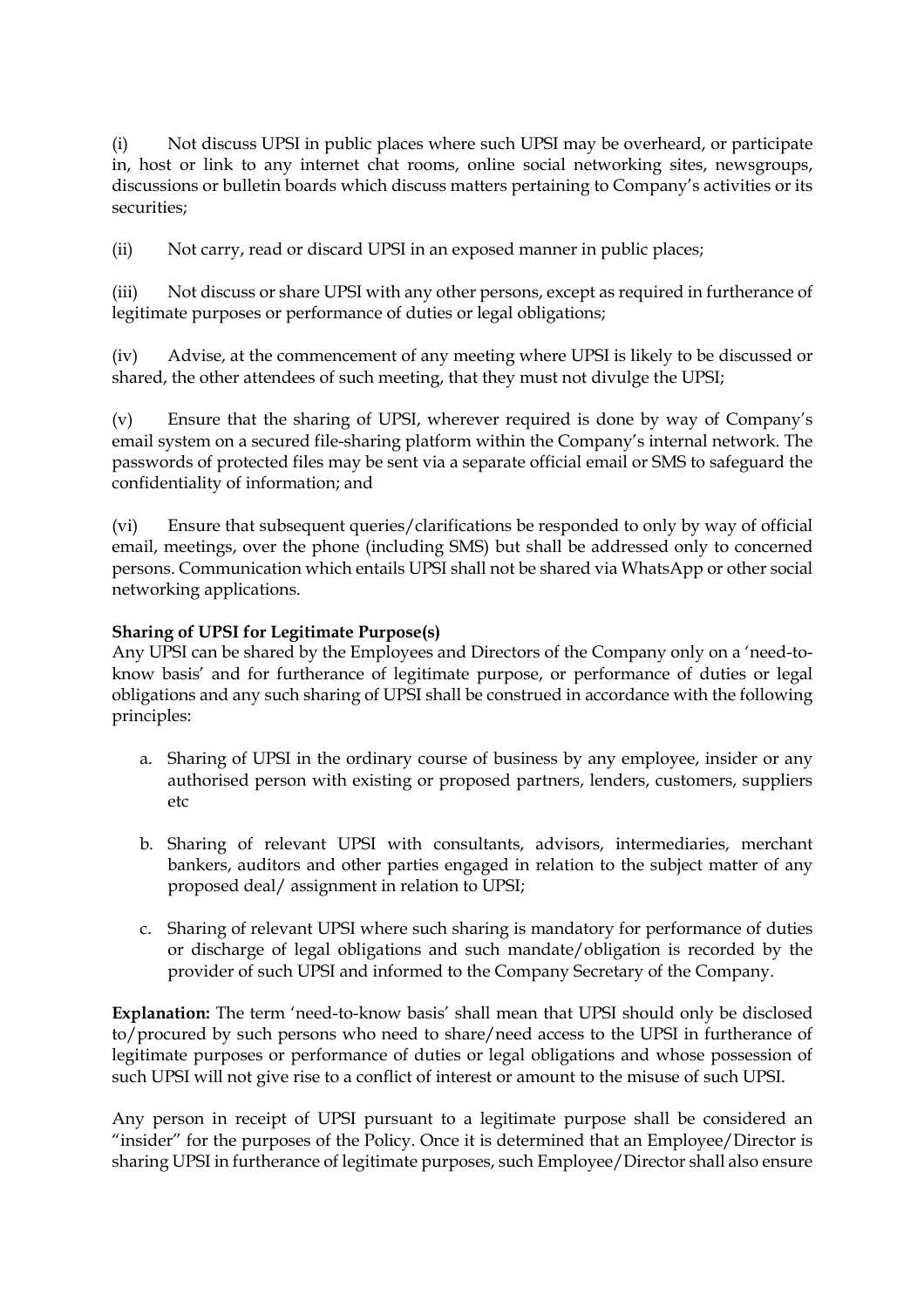(i) Not discuss UPSI in public places where such UPSI may be overheard, or participate in, host or link to any internet chat rooms, online social networking sites, newsgroups, discussions or bulletin boards which discuss matters pertaining to Company's activities or its securities;

(ii) Not carry, read or discard UPSI in an exposed manner in public places;

(iii) Not discuss or share UPSI with any other persons, except as required in furtherance of legitimate purposes or performance of duties or legal obligations;

(iv) Advise, at the commencement of any meeting where UPSI is likely to be discussed or shared, the other attendees of such meeting, that they must not divulge the UPSI;

(v) Ensure that the sharing of UPSI, wherever required is done by way of Company's email system on a secured file-sharing platform within the Company's internal network. The passwords of protected files may be sent via a separate official email or SMS to safeguard the confidentiality of information; and

(vi) Ensure that subsequent queries/clarifications be responded to only by way of official email, meetings, over the phone (including SMS) but shall be addressed only to concerned persons. Communication which entails UPSI shall not be shared via WhatsApp or other social networking applications.

**Sharing of UPSI for Legitimate Purpose(s)**

Any UPSI can be shared by the Employees and Directors of the Company only on a 'need-to-know basis' and for furtherance of legitimate purpose, or performance of duties or legal obligations and any such sharing of UPSI shall be construed in accordance with the following principles:

a. Sharing of UPSI in the ordinary course of business by any employee, insider or any authorised person with existing or proposed partners, lenders, customers, suppliers etc

b. Sharing of relevant UPSI with consultants, advisors, intermediaries, merchant bankers, auditors and other parties engaged in relation to the subject matter of any proposed deal/ assignment in relation to UPSI;

c. Sharing of relevant UPSI where such sharing is mandatory for performance of duties or discharge of legal obligations and such mandate/obligation is recorded by the provider of such UPSI and informed to the Company Secretary of the Company.

**Explanation:** The term 'need-to-know basis' shall mean that UPSI should only be disclosed to/procured by such persons who need to share/need access to the UPSI in furtherance of legitimate purposes or performance of duties or legal obligations and whose possession of such UPSI will not give rise to a conflict of interest or amount to the misuse of such UPSI.

Any person in receipt of UPSI pursuant to a legitimate purpose shall be considered an "insider" for the purposes of the Policy. Once it is determined that an Employee/Director is sharing UPSI in furtherance of legitimate purposes, such Employee/Director shall also ensure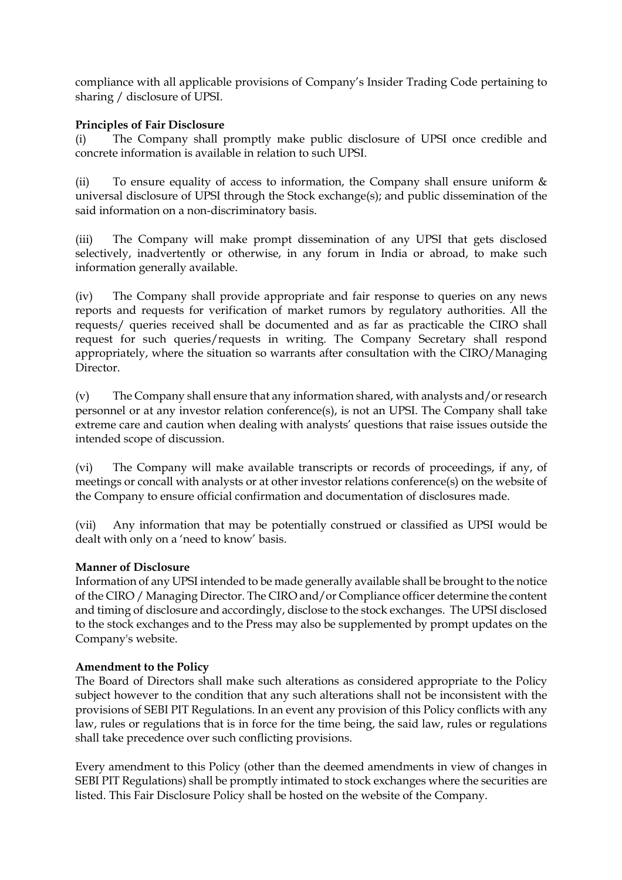compliance with all applicable provisions of Company's Insider Trading Code pertaining to sharing / disclosure of UPSI.

**Principles of Fair Disclosure**

(i) The Company shall promptly make public disclosure of UPSI once credible and concrete information is available in relation to such UPSI.

(ii) To ensure equality of access to information, the Company shall ensure uniform & universal disclosure of UPSI through the Stock exchange(s); and public dissemination of the said information on a non-discriminatory basis.

(iii) The Company will make prompt dissemination of any UPSI that gets disclosed selectively, inadvertently or otherwise, in any forum in India or abroad, to make such information generally available.

(iv) The Company shall provide appropriate and fair response to queries on any news reports and requests for verification of market rumors by regulatory authorities. All the requests/ queries received shall be documented and as far as practicable the CIRO shall request for such queries/requests in writing. The Company Secretary shall respond appropriately, where the situation so warrants after consultation with the CIRO/Managing Director.

(v) The Company shall ensure that any information shared, with analysts and/or research personnel or at any investor relation conference(s), is not an UPSI. The Company shall take extreme care and caution when dealing with analysts' questions that raise issues outside the intended scope of discussion.

(vi) The Company will make available transcripts or records of proceedings, if any, of meetings or concall with analysts or at other investor relations conference(s) on the website of the Company to ensure official confirmation and documentation of disclosures made.

(vii) Any information that may be potentially construed or classified as UPSI would be dealt with only on a 'need to know' basis.

**Manner of Disclosure**

Information of any UPSI intended to be made generally available shall be brought to the notice of the CIRO / Managing Director. The CIRO and/or Compliance officer determine the content and timing of disclosure and accordingly, disclose to the stock exchanges. The UPSI disclosed to the stock exchanges and to the Press may also be supplemented by prompt updates on the Company's website.

**Amendment to the Policy**

The Board of Directors shall make such alterations as considered appropriate to the Policy subject however to the condition that any such alterations shall not be inconsistent with the provisions of SEBI PIT Regulations. In an event any provision of this Policy conflicts with any law, rules or regulations that is in force for the time being, the said law, rules or regulations shall take precedence over such conflicting provisions.

Every amendment to this Policy (other than the deemed amendments in view of changes in SEBI PIT Regulations) shall be promptly intimated to stock exchanges where the securities are listed. This Fair Disclosure Policy shall be hosted on the website of the Company.